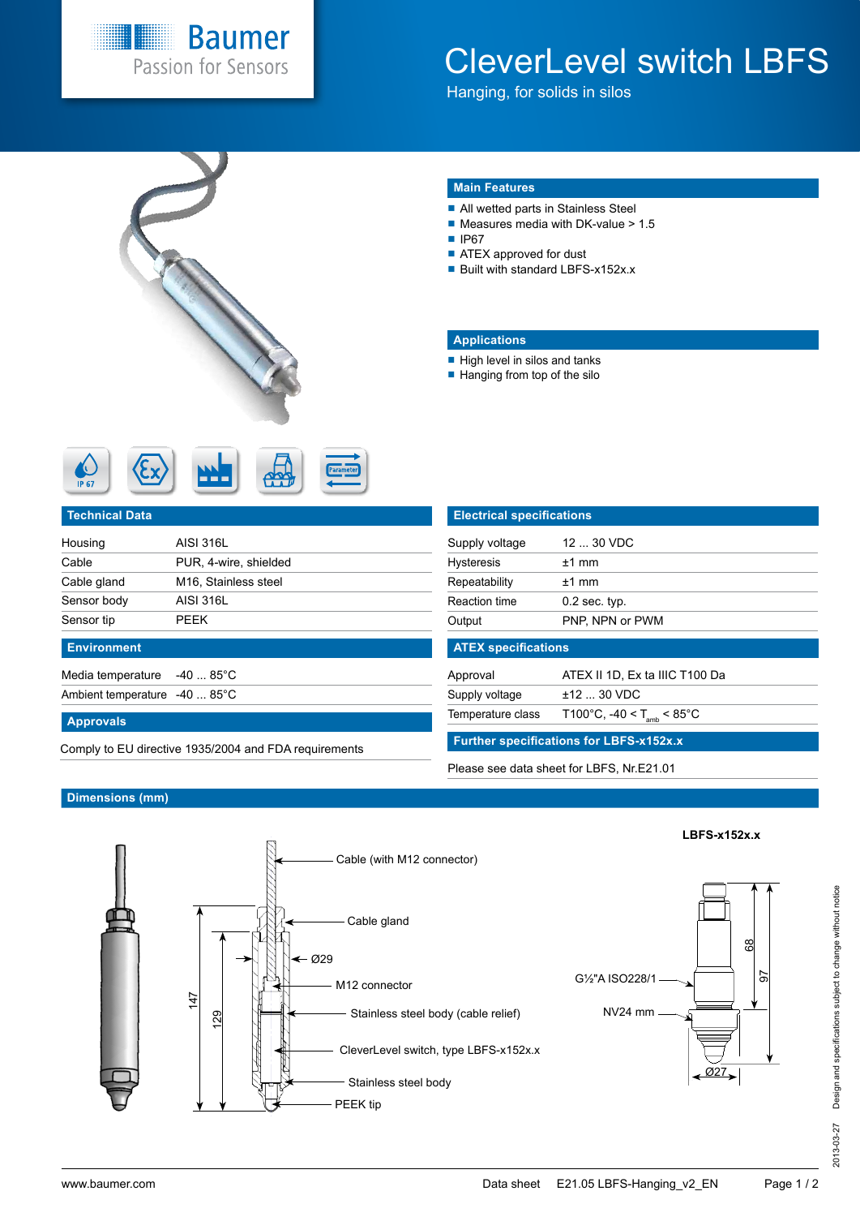# CleverLevel switch LBFS

Hanging, for solids in silos

## Main Features

- All wetted parts in Stainless Steel
- Measures media with DK-value > 1.5
- IP67
- ATEX approved for dust
- Built with standard LBFS-x152x.x

## Applications

- High level in silos and tanks
- Hanging from top of the silo

## Technical Data

| | |
|---|---|
| Housing | AISI 316L |
| Cable | PUR, 4-wire, shielded |
| Cable gland | M16, Stainless steel |
| Sensor body | AISI 316L |
| Sensor tip | PEEK |

## Environment

| | |
|---|---|
| Media temperature | -40 ... 85°C |
| Ambient temperature | -40 ... 85°C |

## Approvals

Comply to EU directive 1935/2004 and FDA requirements

## Electrical specifications

| | |
|---|---|
| Supply voltage | 12 ... 30 VDC |
| Hysteresis | ±1 mm |
| Repeatability | ±1 mm |
| Reaction time | 0.2 sec. typ. |
| Output | PNP, NPN or PWM |

## ATEX specifications

| | |
|---|---|
| Approval | ATEX II 1D, Ex ta IIIC T100 Da |
| Supply voltage | ±12 ... 30 VDC |
| Temperature class | T100°C, -40 < $T_{amb}$ < 85°C |

## Further specifications for LBFS-x152x.x

Please see data sheet for LBFS, Nr.E21.01

## Dimensions (mm)

Cable (with M12 connector)
Cable gland
Ø29
M12 connector
Stainless steel body (cable relief)
CleverLevel switch, type LBFS-x152x.x
Stainless steel body
PEEK tip
147
129

**LBFS-x152x.x**

G½"A ISO228/1
NV24 mm
68
97
Ø27

Design and specifications subject to change without notice

2013-03-27

www.baumer.com | Data sheet E21.05 LBFS-Hanging_v2_EN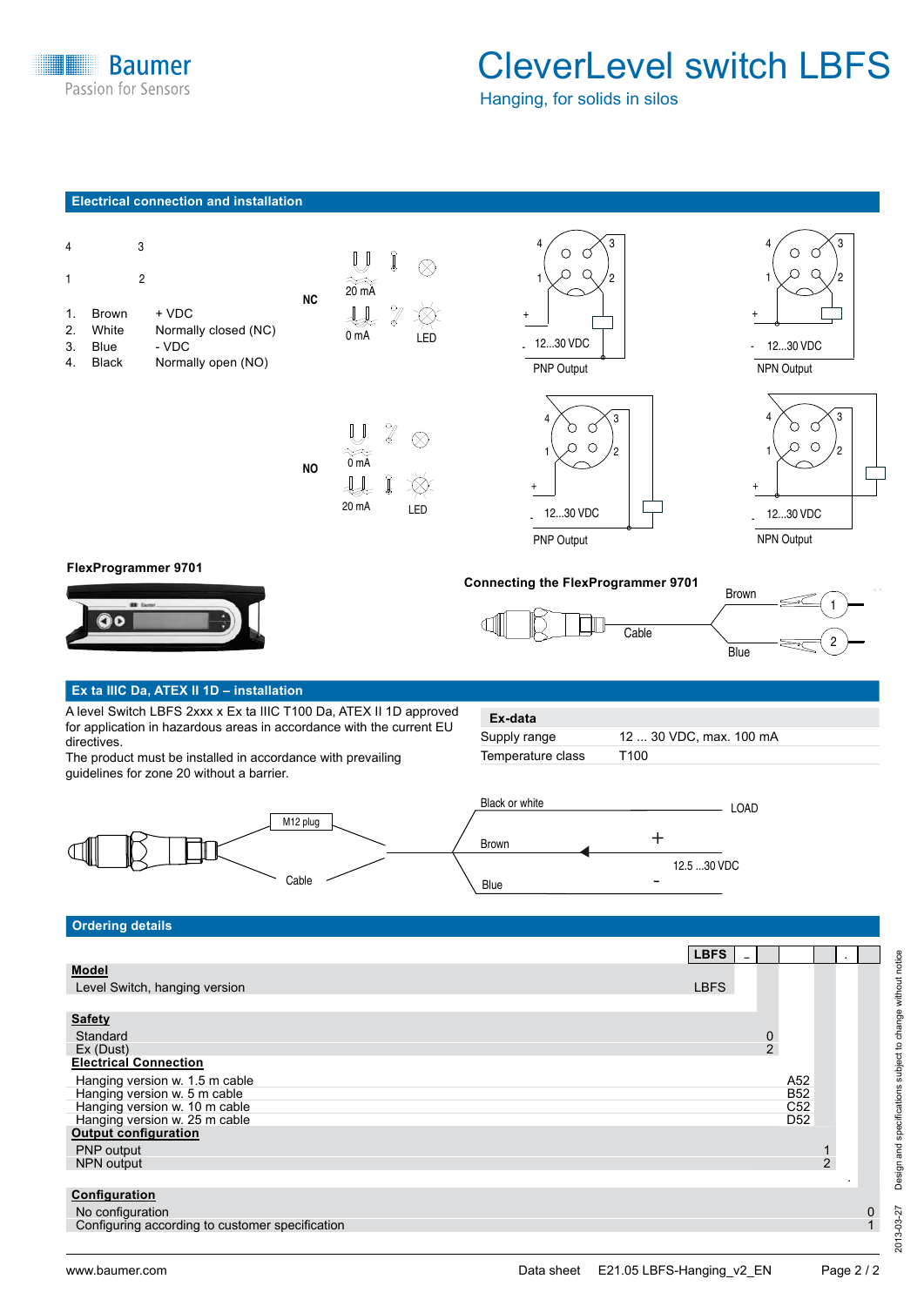## Electrical connection and installation

4 3

1 2

1. Brown + VDC
2. White Normally closed (NC)
3. Blue - VDC
4. Black Normally open (NO)

NC

20 mA

0 mA

LED

NO

0 mA

20 mA

LED

4 3 1 2 + - 12...30 VDC

PNP Output

4 3 1 2 + - 12...30 VDC

NPN Output

4 3 1 2 + - 12...30 VDC

PNP Output

4 3 1 2 + - 12...30 VDC

NPN Output

**FlexProgrammer 9701**

**Connecting the FlexProgrammer 9701**

Brown

Cable

Blue

1

2

## Ex ta IIIC Da, ATEX II 1D – installation

A level Switch LBFS 2xxx x Ex ta IIIC T100 Da, ATEX II 1D approved for application in hazardous areas in accordance with the current EU directives.
The product must be installed in accordance with prevailing guidelines for zone 20 without a barrier.

| **Ex-data** | |
|---|---|
| Supply range | 12 ... 30 VDC, max. 100 mA |
| Temperature class | T100 |

M12 plug

Cable

Black or white

LOAD

Brown

+

12.5 ...30 VDC

Blue

-

## Ordering details

| | LBFS | - | | | | . | |
|---|---|---|---|---|---|---|---|
| **Model** | | | | | | | |
| Level Switch, hanging version | LBFS | | | | | | |
| **Safety** | | | | | | | |
| Standard | | | 0 | | | | |
| Ex (Dust) | | | 2 | | | | |
| **Electrical Connection** | | | | | | | |
| Hanging version w. 1.5 m cable | | | | A52 | | | |
| Hanging version w. 5 m cable | | | | B52 | | | |
| Hanging version w. 10 m cable | | | | C52 | | | |
| Hanging version w. 25 m cable | | | | D52 | | | |
| **Output configuration** | | | | | | | |
| PNP output | | | | | 1 | | |
| NPN output | | | | | 2 | | |
| | | | | | | . | |
| **Configuration** | | | | | | | |
| No configuration | | | | | | | 0 |
| Configuring according to customer specification | | | | | | | 1 |

Design and specifications subject to change without notice

2013-03-27

www.baumer.com Data sheet E21.05 LBFS-Hanging_v2_EN